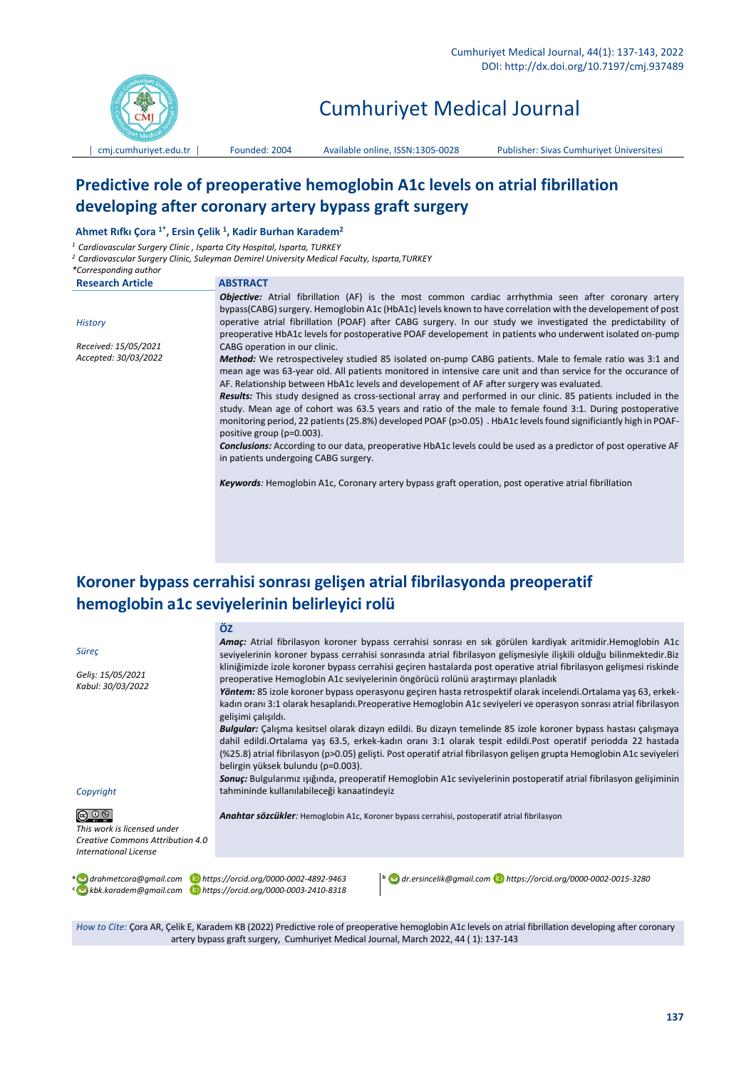# Predictive role of preoperative hemoglobin A1c levels on atrial fibrillation developing after coronary artery bypass graft surgery

**Ahmet Rıfkı Çora [1*], Ersin Çelik [1], Kadir Burhan Karadem[2]**

[1] *Cardiovascular Surgery Clinic , Isparta City Hospital, Isparta, TURKEY*
[2] *Cardiovascular Surgery Clinic, Suleyman Demirel University Medical Faculty, Isparta,TURKEY*
*\*Corresponding author*

**Research Article**

*History*

*Received: 15/05/2021*
*Accepted: 30/03/2022*

## ABSTRACT

***Objective:*** Atrial fibrillation (AF) is the most common cardiac arrhythmia seen after coronary artery bypass(CABG) surgery. Hemoglobin A1c (HbA1c) levels known to have correlation with the developement of post operative atrial fibrillation (POAF) after CABG surgery. In our study we investigated the predictability of preoperative HbA1c levels for postoperative POAF developement in patients who underwent isolated on-pump CABG operation in our clinic.

***Method:*** We retrospectiveley studied 85 isolated on-pump CABG patients. Male to female ratio was 3:1 and mean age was 63-year old. All patients monitored in intensive care unit and than service for the occurance of AF. Relationship between HbA1c levels and developement of AF after surgery was evaluated.

***Results:*** This study designed as cross-sectional array and performed in our clinic. 85 patients included in the study. Mean age of cohort was 63.5 years and ratio of the male to female found 3:1. During postoperative monitoring period, 22 patients (25.8%) developed POAF ($p>0.05$) . HbA1c levels found significiantly high in POAF-positive group ($p=0.003$).

***Conclusions:*** According to our data, preoperative HbA1c levels could be used as a predictor of post operative AF in patients undergoing CABG surgery.

***Keywords****:* Hemoglobin A1c, Coronary artery bypass graft operation, post operative atrial fibrillation

# Koroner bypass cerrahisi sonrası gelişen atrial fibrilasyonda preoperatif hemoglobin a1c seviyelerinin belirleyici rolü

*Süreç*

*Geliş: 15/05/2021*
*Kabul: 30/03/2022*

## ÖZ

***Amaç:*** Atrial fibrilasyon koroner bypass cerrahisi sonrası en sık görülen kardiyak aritmidir.Hemoglobin A1c seviyelerinin koroner bypass cerrahisi sonrasında atrial fibrilasyon gelişmesiyle ilişkili olduğu bilinmektedir.Biz kliniğimizde izole koroner bypass cerrahisi geçiren hastalarda post operative atrial fibrilasyon gelişmesi riskinde preoperative Hemoglobin A1c seviyelerinin öngörücü rolünü araştırmayı planladık

***Yöntem:*** 85 izole koroner bypass operasyonu geçiren hasta retrospektif olarak incelendi.Ortalama yaş 63, erkek-kadın oranı 3:1 olarak hesaplandı.Preoperative Hemoglobin A1c seviyeleri ve operasyon sonrası atrial fibrilasyon gelişimi çalışıldı.

***Bulgular:*** Çalışma kesitsel olarak dizayn edildi. Bu dizayn temelinde 85 izole koroner bypass hastası çalışmaya dahil edildi.Ortalama yaş 63.5, erkek-kadın oranı 3:1 olarak tespit edildi.Post operatif periodda 22 hastada (%25.8) atrial fibrilasyon ($p>0.05$) gelişti. Post operatif atrial fibrilasyon gelişen grupta Hemoglobin A1c seviyeleri belirgin yüksek bulundu ($p=0.003$).

***Sonuç:*** Bulgularımız ışığında, preoperatif Hemoglobin A1c seviyelerinin postoperatif atrial fibrilasyon gelişiminin tahmininde kullanılabileceği kanaatindeyiz

***Anahtar sözcükler****:* Hemoglobin A1c, Koroner bypass cerrahisi, postoperatif atrial fibrilasyon

*Copyright*

*This work is licensed under Creative Commons Attribution 4.0 International License*

[a] *drahmetcora@gmail.com* *https://orcid.org/0000-0002-4892-9463*
[b] *dr.ersincelik@gmail.com* *https://orcid.org/0000-0002-0015-3280*
[c] *kbk.karadem@gmail.com* *https://orcid.org/0000-0003-2410-8318*

*How to Cite:* Çora AR, Çelik E, Karadem KB (2022) Predictive role of preoperative hemoglobin A1c levels on atrial fibrillation developing after coronary artery bypass graft surgery, Cumhuriyet Medical Journal, March 2022, 44 ( 1): 137-143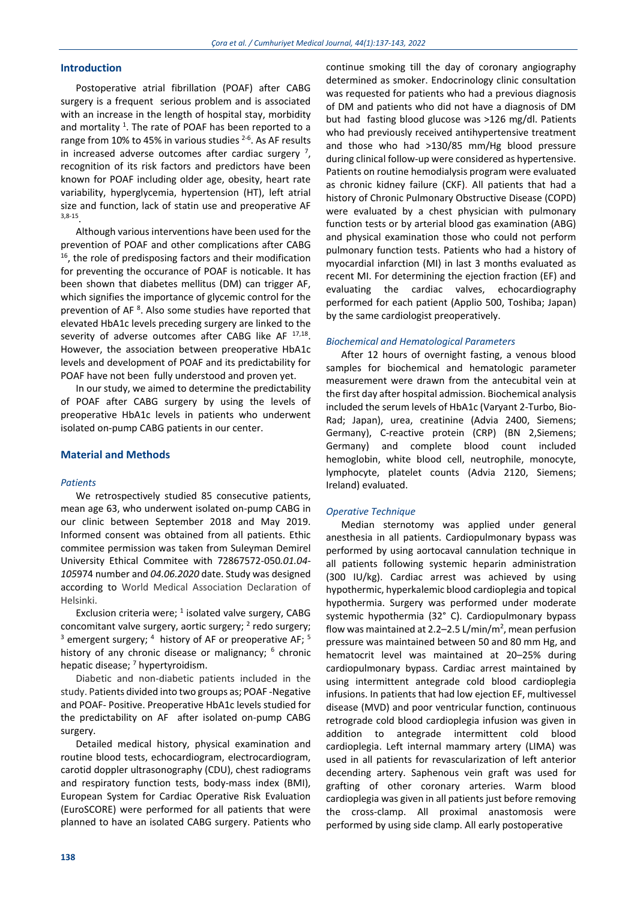## Introduction

Postoperative atrial fibrillation (POAF) after CABG surgery is a frequent serious problem and is associated with an increase in the length of hospital stay, morbidity and mortality [1]. The rate of POAF has been reported to a range from 10% to 45% in various studies [2-6]. As AF results in increased adverse outcomes after cardiac surgery [7], recognition of its risk factors and predictors have been known for POAF including older age, obesity, heart rate variability, hyperglycemia, hypertension (HT), left atrial size and function, lack of statin use and preoperative AF [3,8-15].

Although various interventions have been used for the prevention of POAF and other complications after CABG [16], the role of predisposing factors and their modification for preventing the occurance of POAF is noticable. It has been shown that diabetes mellitus (DM) can trigger AF, which signifies the importance of glycemic control for the prevention of AF [8]. Also some studies have reported that elevated HbA1c levels preceding surgery are linked to the severity of adverse outcomes after CABG like AF [17,18]. However, the association between preoperative HbA1c levels and development of POAF and its predictability for POAF have not been fully understood and proven yet.

In our study, we aimed to determine the predictability of POAF after CABG surgery by using the levels of preoperative HbA1c levels in patients who underwent isolated on-pump CABG patients in our center.

## Material and Methods

### *Patients*

We retrospectively studied 85 consecutive patients, mean age 63, who underwent isolated on-pump CABG in our clinic between September 2018 and May 2019. Informed consent was obtained from all patients. Ethic commitee permission was taken from Suleyman Demirel University Ethical Commitee with 72867572-050.*01.04-105*974 number and *04.06.2020* date. Study was designed according to World Medical Association Declaration of Helsinki.

Exclusion criteria were; [1] isolated valve surgery, CABG concomitant valve surgery, aortic surgery; [2] redo surgery; [3] emergent surgery; [4] history of AF or preoperative AF; [5] history of any chronic disease or malignancy; [6] chronic hepatic disease; [7] hypertyroidism.

Diabetic and non-diabetic patients included in the study. Patients divided into two groups as; POAF -Negative and POAF- Positive. Preoperative HbA1c levels studied for the predictability on AF after isolated on-pump CABG surgery.

Detailed medical history, physical examination and routine blood tests, echocardiogram, electrocardiogram, carotid doppler ultrasonography (CDU), chest radiograms and respiratory function tests, body-mass index (BMI), European System for Cardiac Operative Risk Evaluation (EuroSCORE) were performed for all patients that were planned to have an isolated CABG surgery. Patients who continue smoking till the day of coronary angiography determined as smoker. Endocrinology clinic consultation was requested for patients who had a previous diagnosis of DM and patients who did not have a diagnosis of DM but had fasting blood glucose was >126 mg/dl. Patients who had previously received antihypertensive treatment and those who had >130/85 mm/Hg blood pressure during clinical follow-up were considered as hypertensive. Patients on routine hemodialysis program were evaluated as chronic kidney failure (CKF). All patients that had a history of Chronic Pulmonary Obstructive Disease (COPD) were evaluated by a chest physician with pulmonary function tests or by arterial blood gas examination (ABG) and physical examination those who could not perform pulmonary function tests. Patients who had a history of myocardial infarction (MI) in last 3 months evaluated as recent MI. For determining the ejection fraction (EF) and evaluating the cardiac valves, echocardiography performed for each patient (Applio 500, Toshiba; Japan) by the same cardiologist preoperatively.

### *Biochemical and Hematological Parameters*

After 12 hours of overnight fasting, a venous blood samples for biochemical and hematologic parameter measurement were drawn from the antecubital vein at the first day after hospital admission. Biochemical analysis included the serum levels of HbA1c (Varyant 2-Turbo, Bio-Rad; Japan), urea, creatinine (Advia 2400, Siemens; Germany), C-reactive protein (CRP) (BN 2,Siemens; Germany) and complete blood count included hemoglobin, white blood cell, neutrophile, monocyte, lymphocyte, platelet counts (Advia 2120, Siemens; Ireland) evaluated.

### *Operative Technique*

Median sternotomy was applied under general anesthesia in all patients. Cardiopulmonary bypass was performed by using aortocaval cannulation technique in all patients following systemic heparin administration (300 IU/kg). Cardiac arrest was achieved by using hypothermic, hyperkalemic blood cardioplegia and topical hypothermia. Surgery was performed under moderate systemic hypothermia (32° C). Cardiopulmonary bypass flow was maintained at 2.2–2.5 L/min/$m^2$, mean perfusion pressure was maintained between 50 and 80 mm Hg, and hematocrit level was maintained at 20–25% during cardiopulmonary bypass. Cardiac arrest maintained by using intermittent antegrade cold blood cardioplegia infusions. In patients that had low ejection EF, multivessel disease (MVD) and poor ventricular function, continuous retrograde cold blood cardioplegia infusion was given in addition to antegrade intermittent cold blood cardioplegia. Left internal mammary artery (LIMA) was used in all patients for revascularization of left anterior decending artery. Saphenous vein graft was used for grafting of other coronary arteries. Warm blood cardioplegia was given in all patients just before removing the cross-clamp. All proximal anastomosis were performed by using side clamp. All early postoperative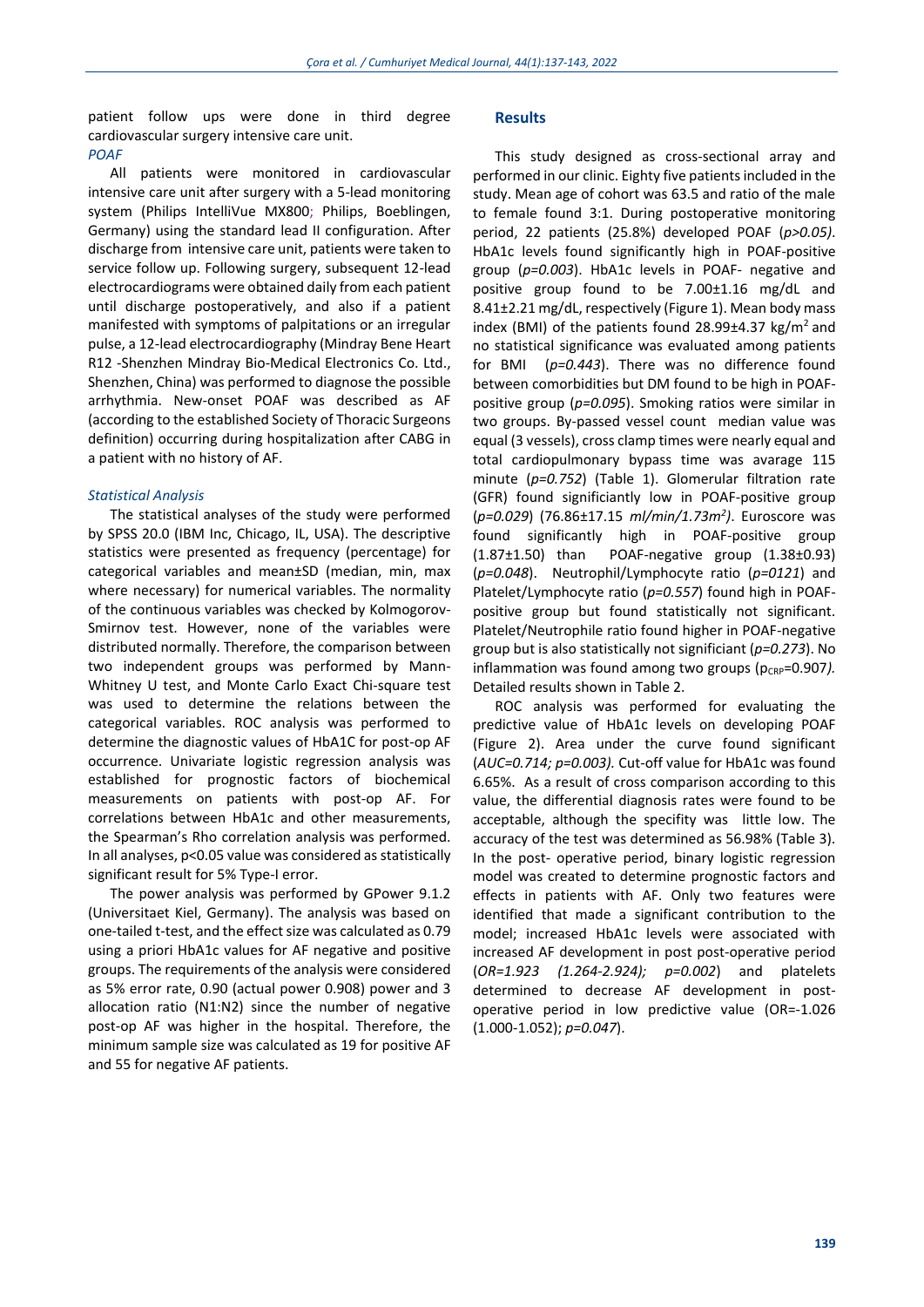patient follow ups were done in third degree cardiovascular surgery intensive care unit.

*POAF*

All patients were monitored in cardiovascular intensive care unit after surgery with a 5-lead monitoring system (Philips IntelliVue MX800; Philips, Boeblingen, Germany) using the standard lead II configuration. After discharge from intensive care unit, patients were taken to service follow up. Following surgery, subsequent 12-lead electrocardiograms were obtained daily from each patient until discharge postoperatively, and also if a patient manifested with symptoms of palpitations or an irregular pulse, a 12-lead electrocardiography (Mindray Bene Heart R12 -Shenzhen Mindray Bio-Medical Electronics Co. Ltd., Shenzhen, China) was performed to diagnose the possible arrhythmia. New-onset POAF was described as AF (according to the established Society of Thoracic Surgeons definition) occurring during hospitalization after CABG in a patient with no history of AF.

*Statistical Analysis*

The statistical analyses of the study were performed by SPSS 20.0 (IBM Inc, Chicago, IL, USA). The descriptive statistics were presented as frequency (percentage) for categorical variables and mean±SD (median, min, max where necessary) for numerical variables. The normality of the continuous variables was checked by Kolmogorov-Smirnov test. However, none of the variables were distributed normally. Therefore, the comparison between two independent groups was performed by Mann-Whitney U test, and Monte Carlo Exact Chi-square test was used to determine the relations between the categorical variables. ROC analysis was performed to determine the diagnostic values of HbA1C for post-op AF occurrence. Univariate logistic regression analysis was established for prognostic factors of biochemical measurements on patients with post-op AF. For correlations between HbA1c and other measurements, the Spearman's Rho correlation analysis was performed. In all analyses, $p<0.05$ value was considered as statistically significant result for 5% Type-I error.

The power analysis was performed by GPower 9.1.2 (Universitaet Kiel, Germany). The analysis was based on one-tailed t-test, and the effect size was calculated as 0.79 using a priori HbA1c values for AF negative and positive groups. The requirements of the analysis were considered as 5% error rate, 0.90 (actual power 0.908) power and 3 allocation ratio (N1:N2) since the number of negative post-op AF was higher in the hospital. Therefore, the minimum sample size was calculated as 19 for positive AF and 55 for negative AF patients.

## Results

This study designed as cross-sectional array and performed in our clinic. Eighty five patients included in the study. Mean age of cohort was 63.5 and ratio of the male to female found 3:1. During postoperative monitoring period, 22 patients (25.8%) developed POAF (*p>0.05).* HbA1c levels found significantly high in POAF-positive group (*p=0.003*). HbA1c levels in POAF- negative and positive group found to be 7.00±1.16 mg/dL and 8.41±2.21 mg/dL, respectively (Figure 1). Mean body mass index (BMI) of the patients found 28.99±4.37 kg/m$^2$ and no statistical significance was evaluated among patients for BMI (*p=0.443*). There was no difference found between comorbidities but DM found to be high in POAF-positive group (*p=0.095*). Smoking ratios were similar in two groups. By-passed vessel count median value was equal (3 vessels), cross clamp times were nearly equal and total cardiopulmonary bypass time was avarage 115 minute (*p=0.752*) (Table 1). Glomerular filtration rate (GFR) found significiantly low in POAF-positive group (*p=0.029*) (76.86±17.15 *ml/min/1.73m$^2$)*. Euroscore was found significantly high in POAF-positive group (1.87±1.50) than POAF-negative group (1.38±0.93) (*p=0.048*). Neutrophil/Lymphocyte ratio (*p=0121*) and Platelet/Lymphocyte ratio (*p=0.557*) found high in POAF-positive group but found statistically not significant. Platelet/Neutrophile ratio found higher in POAF-negative group but is also statistically not significiant (*p=0.273*). No inflammation was found among two groups ($p_{CRP}$=0.907*).* Detailed results shown in Table 2.

ROC analysis was performed for evaluating the predictive value of HbA1c levels on developing POAF (Figure 2). Area under the curve found significant (*AUC=0.714; p=0.003).* Cut-off value for HbA1c was found 6.65%. As a result of cross comparison according to this value, the differential diagnosis rates were found to be acceptable, although the specifity was little low. The accuracy of the test was determined as 56.98% (Table 3). In the post- operative period, binary logistic regression model was created to determine prognostic factors and effects in patients with AF. Only two features were identified that made a significant contribution to the model; increased HbA1c levels were associated with increased AF development in post post-operative period (*OR=1.923 (1.264-2.924); p=0.002*) and platelets determined to decrease AF development in post-operative period in low predictive value (OR=-1.026 (1.000-1.052); *p=0.047*).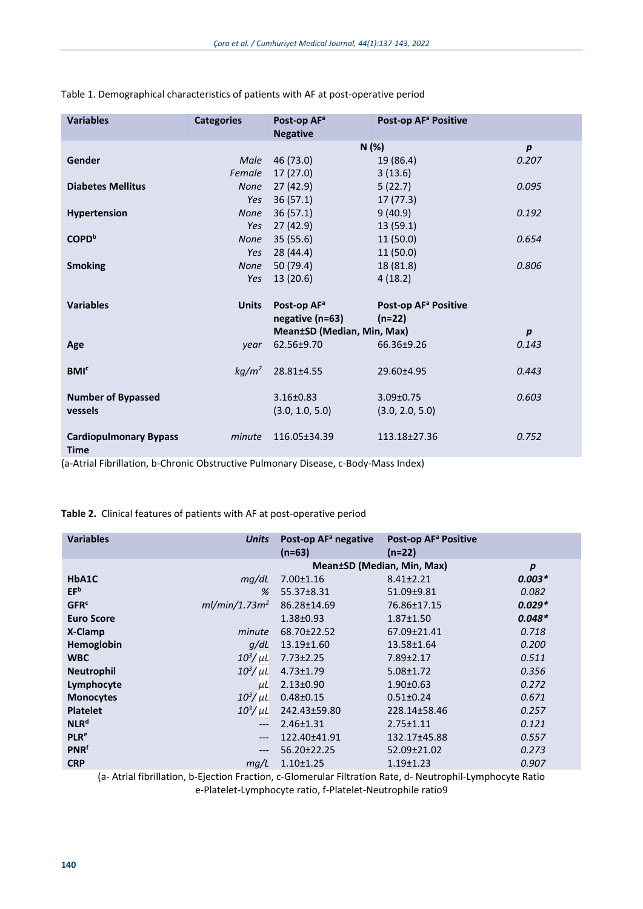Table 1. Demographical characteristics of patients with AF at post-operative period

| Variables | Categories | Post-op AF[a] Negative | Post-op AF[a] Positive | |
|---|---|---|---|---|
| | | N (%) | | *p* |
| **Gender** | *Male* | 46 (73.0) | 19 (86.4) | *0.207* |
| | *Female* | 17 (27.0) | 3 (13.6) | |
| **Diabetes Mellitus** | *None* | 27 (42.9) | 5 (22.7) | *0.095* |
| | *Yes* | 36 (57.1) | 17 (77.3) | |
| **Hypertension** | *None* | 36 (57.1) | 9 (40.9) | *0.192* |
| | *Yes* | 27 (42.9) | 13 (59.1) | |
| **COPD[b]** | *None* | 35 (55.6) | 11 (50.0) | *0.654* |
| | *Yes* | 28 (44.4) | 11 (50.0) | |
| **Smoking** | *None* | 50 (79.4) | 18 (81.8) | *0.806* |
| | *Yes* | 13 (20.6) | 4 (18.2) | |
| **Variables** | **Units** | **Post-op AF[a] negative (n=63)** | **Post-op AF[a] Positive (n=22)** | |
| | | **Mean±SD (Median, Min, Max)** | | ***p*** |
| **Age** | *year* | 62.56±9.70 | 66.36±9.26 | *0.143* |
| **BMI[c]** | *kg/m²* | 28.81±4.55 | 29.60±4.95 | *0.443* |
| **Number of Bypassed vessels** | | 3.16±0.83 (3.0, 1.0, 5.0) | 3.09±0.75 (3.0, 2.0, 5.0) | *0.603* |
| **Cardiopulmonary Bypass Time** | *minute* | 116.05±34.39 | 113.18±27.36 | *0.752* |

(a-Atrial Fibrillation, b-Chronic Obstructive Pulmonary Disease, c-Body-Mass Index)

**Table 2.** Clinical features of patients with AF at post-operative period

| Variables | *Units* | Post-op AF[a] negative (n=63) | Post-op AF[a] Positive (n=22) | |
|---|---|---|---|---|
| | | Mean±SD (Median, Min, Max) | | *p* |
| **HbA1C** | *mg/dL* | 7.00±1.16 | 8.41±2.21 | ***0.003**** |
| **EF[b]** | *%* | 55.37±8.31 | 51.09±9.81 | *0.082* |
| **GFR[c]** | *ml/min/1.73m²* | 86.28±14.69 | 76.86±17.15 | ***0.029**** |
| **Euro Score** | | 1.38±0.93 | 1.87±1.50 | ***0.048**** |
| **X-Clamp** | *minute* | 68.70±22.52 | 67.09±21.41 | *0.718* |
| **Hemoglobin** | *g/dL* | 13.19±1.60 | 13.58±1.64 | *0.200* |
| **WBC** | *10³/μL* | 7.73±2.25 | 7.89±2.17 | *0.511* |
| **Neutrophil** | *10³/μL* | 4.73±1.79 | 5.08±1.72 | *0.356* |
| **Lymphocyte** | *μL* | 2.13±0.90 | 1.90±0.63 | *0.272* |
| **Monocytes** | *10³/μL* | 0.48±0.15 | 0.51±0.24 | *0.671* |
| **Platelet** | *10³/μL* | 242.43±59.80 | 228.14±58.46 | *0.257* |
| **NLR[d]** | --- | 2.46±1.31 | 2.75±1.11 | *0.121* |
| **PLR[e]** | --- | 122.40±41.91 | 132.17±45.88 | *0.557* |
| **PNR[f]** | --- | 56.20±22.25 | 52.09±21.02 | *0.273* |
| **CRP** | *mg/L* | 1.10±1.25 | 1.19±1.23 | *0.907* |

(a- Atrial fibrillation, b-Ejection Fraction, c-Glomerular Filtration Rate, d- Neutrophil-Lymphocyte Ratio e-Platelet-Lymphocyte ratio, f-Platelet-Neutrophile ratio9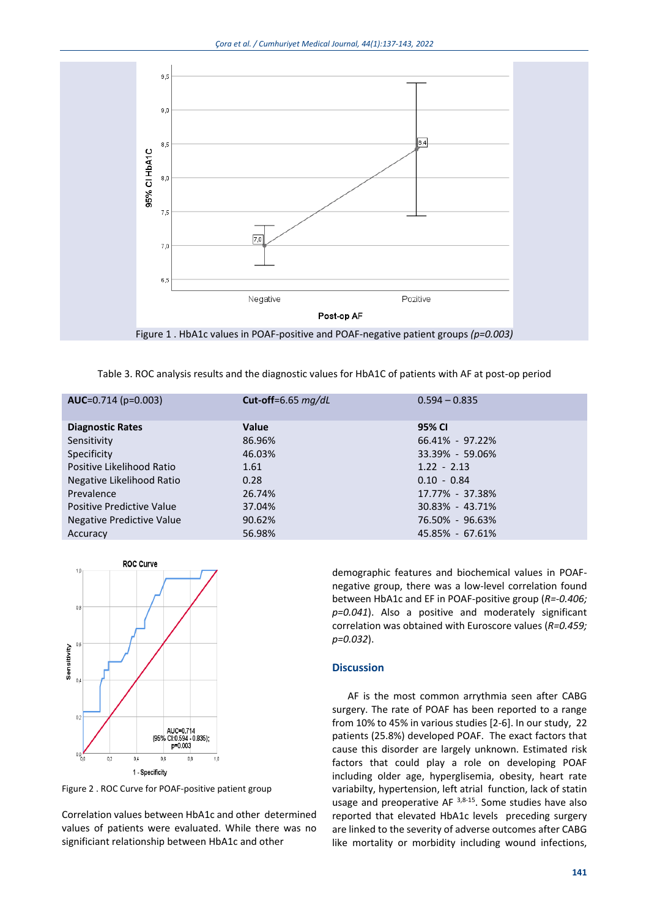Figure 1 . HbA1c values in POAF-positive and POAF-negative patient groups *(p=0.003)*

Table 3. ROC analysis results and the diagnostic values for HbA1C of patients with AF at post-op period

| **AUC**=0.714 (p=0.003) | **Cut-off**=6.65 *mg/dL* | 0.594 – 0.835 |
|---|---|---|
| **Diagnostic Rates** | **Value** | **95% CI** |
| Sensitivity | 86.96% | 66.41% - 97.22% |
| Specificity | 46.03% | 33.39% - 59.06% |
| Positive Likelihood Ratio | 1.61 | 1.22 - 2.13 |
| Negative Likelihood Ratio | 0.28 | 0.10 - 0.84 |
| Prevalence | 26.74% | 17.77% - 37.38% |
| Positive Predictive Value | 37.04% | 30.83% - 43.71% |
| Negative Predictive Value | 90.62% | 76.50% - 96.63% |
| Accuracy | 56.98% | 45.85% - 67.61% |

Figure 2 . ROC Curve for POAF-positive patient group

Correlation values between HbA1c and other determined values of patients were evaluated. While there was no significiant relationship between HbA1c and other demographic features and biochemical values in POAF-negative group, there was a low-level correlation found between HbA1c and EF in POAF-positive group (*R=-0.406; p=0.041*). Also a positive and moderately significant correlation was obtained with Euroscore values (*R=0.459; p=0.032*).

## Discussion

AF is the most common arrythmia seen after CABG surgery. The rate of POAF has been reported to a range from 10% to 45% in various studies [2-6]. In our study, 22 patients (25.8%) developed POAF. The exact factors that cause this disorder are largely unknown. Estimated risk factors that could play a role on developing POAF including older age, hyperglisemia, obesity, heart rate variabilty, hypertension, left atrial function, lack of statin usage and preoperative AF [3,8-15]. Some studies have also reported that elevated HbA1c levels preceding surgery are linked to the severity of adverse outcomes after CABG like mortality or morbidity including wound infections,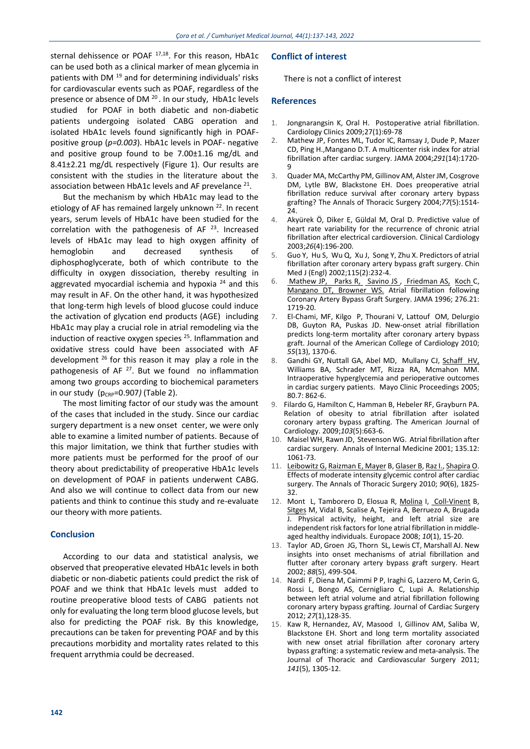sternal dehissence or POAF [17,18]. For this reason, HbA1c can be used both as a clinical marker of mean glycemia in patients with DM [19] and for determining individuals' risks for cardiovascular events such as POAF, regardless of the presence or absence of DM [20]. In our study, HbA1c levels studied for POAF in both diabetic and non-diabetic patients undergoing isolated CABG operation and isolated HbA1c levels found significantly high in POAF-positive group (*p=0.003*). HbA1c levels in POAF- negative and positive group found to be 7.00±1.16 mg/dL and 8.41±2.21 mg/dL respectively (Figure 1). Our results are consistent with the studies in the literature about the association between HbA1c levels and AF prevelance [21].

But the mechanism by which HbA1c may lead to the etiology of AF has remained largely unknown [22]. In recent years, serum levels of HbA1c have been studied for the correlation with the pathogenesis of AF [23]. Increased levels of HbA1c may lead to high oxygen affinity of hemoglobin and decreased synthesis of diphosphoglycerate, both of which contribute to the difficulty in oxygen dissociation, thereby resulting in aggrevated myocardial ischemia and hypoxia [24] and this may result in AF. On the other hand, it was hypothesized that long-term high levels of blood glucose could induce the activation of glycation end products (AGE) including HbA1c may play a crucial role in atrial remodeling via the induction of reactive oxygen species [25]. Inflammation and oxidative stress could have been associated with AF development [26] for this reason it may play a role in the pathogenesis of AF [27]. But we found no inflammation among two groups according to biochemical parameters in our study ($p_{CRP}$=0.907*)* (Table 2).

The most limiting factor of our study was the amount of the cases that included in the study. Since our cardiac surgery department is a new onset center, we were only able to examine a limited number of patients. Because of this major limitation, we think that further studies with more patients must be performed for the proof of our theory about predictability of preoperative HbA1c levels on development of POAF in patients underwent CABG. And also we will continue to collect data from our new patients and think to continue this study and re-evaluate our theory with more patients.

## Conclusion

According to our data and statistical analysis, we observed that preoperative elevated HbA1c levels in both diabetic or non-diabetic patients could predict the risk of POAF and we think that HbA1c levels must added to routine preoperative blood tests of CABG patients not only for evaluating the long term blood glucose levels, but also for predicting the POAF risk. By this knowledge, precautions can be taken for preventing POAF and by this precautions morbidity and mortality rates related to this frequent arrythmia could be decreased.

## Conflict of interest

There is not a conflict of interest

## References

1. Jongnarangsin K, Oral H. Postoperative atrial fibrillation. Cardiology Clinics 2009;27(1):69-78
2. Mathew JP, Fontes ML, Tudor IC, Ramsay J, Dude P, Mazer CD, Ping H.,Mangano D.T. A multicenter risk index for atrial fibrillation after cardiac surgery. JAMA 2004;*291*(14):1720-9
3. Quader MA, McCarthy PM, Gillinov AM, Alster JM, Cosgrove DM, Lytle BW, Blackstone EH. Does preoperative atrial fibrillation reduce survival after coronary artery bypass grafting? The Annals of Thoracic Surgery 2004;*77*(5):1514-24.
4. Akyürek Ö, Diker E, Güldal M, Oral D. Predictive value of heart rate variability for the recurrence of chronic atrial fibrillation after electrical cardioversion. Clinical Cardiology 2003;*26*(4):196-200.
5. Guo Y, Hu S, Wu Q, Xu J, Song Y, Zhu X. Predictors of atrial fibrillation after coronary artery bypass graft surgery. Chin Med J (Engl) 2002;115(2):232-4.
6. Mathew JP, Parks R, Savino JS, Friedman AS, Koch C, Mangano DT, Browner WS. Atrial fibrillation following Coronary Artery Bypass Graft Surgery. JAMA 1996; 276.21: 1719-20.
7. El-Chami, MF, Kilgo P, Thourani V, Lattouf OM, Delurgio DB, Guyton RA, Puskas JD. New-onset atrial fibrillation predicts long-term mortality after coronary artery bypass graft. Journal of the American College of Cardiology 2010; *55*(13), 1370-6.
8. Gandhi GY, Nuttall GA, Abel MD, Mullany CJ, Schaff HV, Williams BA, Schrader MT, Rizza RA, Mcmahon MM. Intraoperative hyperglycemia and perioperative outcomes in cardiac surgery patients. Mayo Clinic Proceedings 2005; 80.7: 862-6.
9. Filardo G, Hamilton C, Hamman B, Hebeler RF, Grayburn PA. Relation of obesity to atrial fibrillation after isolated coronary artery bypass grafting. The American Journal of Cardiology. 2009;*103*(5):663-6.
10. Maisel WH, Rawn JD, Stevenson WG. Atrial fibrillation after cardiac surgery. Annals of Internal Medicine 2001; 135.12: 1061-73.
11. Leibowitz G, Raizman E, Mayer B, Glaser B, Raz I., Shapira O. Effects of moderate intensity glycemic control after cardiac surgery. The Annals of Thoracic Surgery 2010; *90*(6), 1825-32.
12. Mont L, Tamborero D, Elosua R, Molina I, Coll-Vinent B, Sitges M, Vidal B, Scalise A, Tejeira A, Berruezo A, Brugada J. Physical activity, height, and left atrial size are independent risk factors for lone atrial fibrillation in middle-aged healthy individuals. Europace 2008; *10*(1), 15-20.
13. Taylor AD, Groen JG, Thorn SL, Lewis CT, Marshall AJ. New insights into onset mechanisms of atrial fibrillation and flutter after coronary artery bypass graft surgery. Heart 2002; *88*(5), 499-504.
14. Nardi F, Diena M, Caimmi P P, Iraghi G, Lazzero M, Cerin G, Rossi L, Bongo AS, Cernigliaro C, Lupi A. Relationship between left atrial volume and atrial fibrillation following coronary artery bypass grafting. Journal of Cardiac Surgery 2012; *27*(1),128-35.
15. Kaw R, Hernandez, AV, Masood I, Gillinov AM, Saliba W, Blackstone EH. Short and long term mortality associated with new onset atrial fibrillation after coronary artery bypass grafting: a systematic review and meta-analysis. The Journal of Thoracic and Cardiovascular Surgery 2011; *141*(5), 1305-12.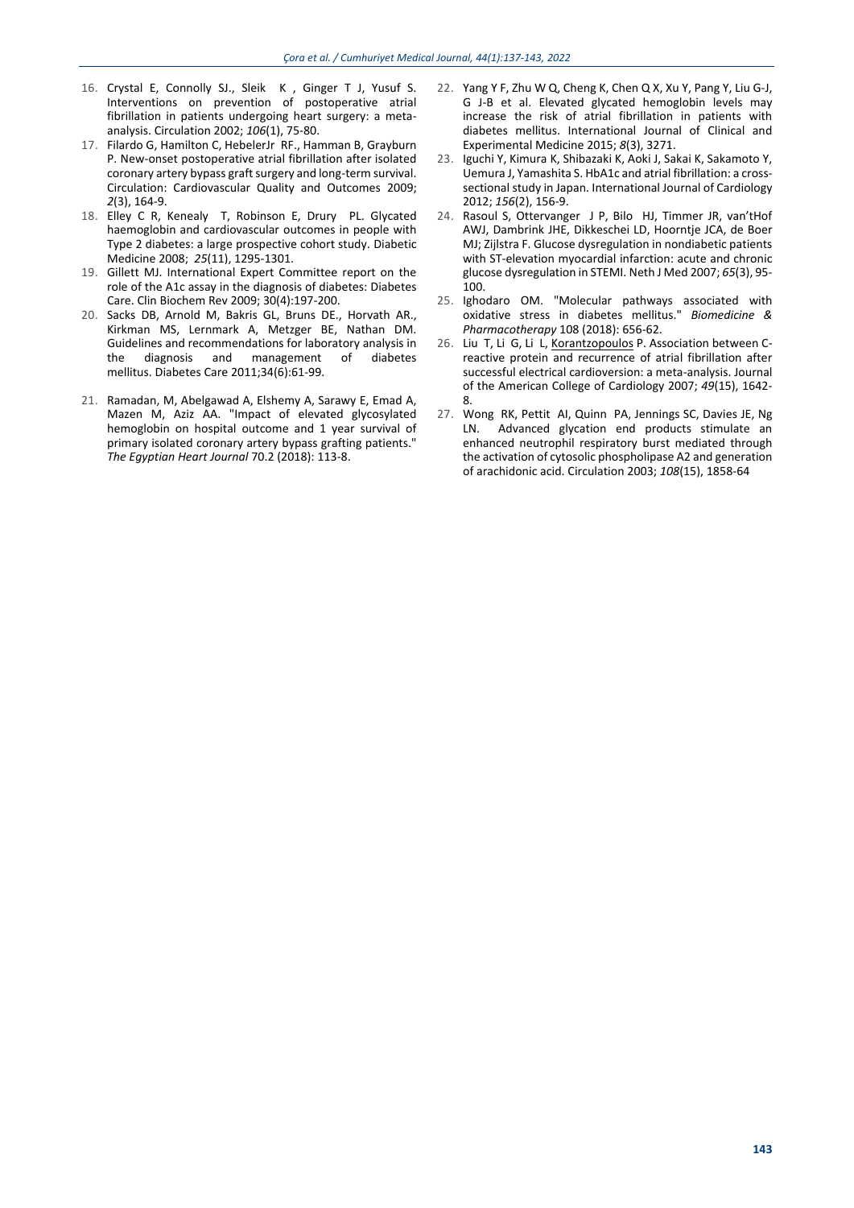16. Crystal E, Connolly SJ., Sleik K , Ginger T J, Yusuf S. Interventions on prevention of postoperative atrial fibrillation in patients undergoing heart surgery: a meta-analysis. Circulation 2002; *106*(1), 75-80.
17. Filardo G, Hamilton C, HebelerJr RF., Hamman B, Grayburn P. New-onset postoperative atrial fibrillation after isolated coronary artery bypass graft surgery and long-term survival. Circulation: Cardiovascular Quality and Outcomes 2009; *2*(3), 164-9.
18. Elley C R, Kenealy T, Robinson E, Drury PL. Glycated haemoglobin and cardiovascular outcomes in people with Type 2 diabetes: a large prospective cohort study. Diabetic Medicine 2008; *25*(11), 1295-1301.
19. Gillett MJ. International Expert Committee report on the role of the A1c assay in the diagnosis of diabetes: Diabetes Care. Clin Biochem Rev 2009; 30(4):197-200.
20. Sacks DB, Arnold M, Bakris GL, Bruns DE., Horvath AR., Kirkman MS, Lernmark A, Metzger BE, Nathan DM. Guidelines and recommendations for laboratory analysis in the diagnosis and management of diabetes mellitus. Diabetes Care 2011;34(6):61-99.
21. Ramadan, M, Abelgawad A, Elshemy A, Sarawy E, Emad A, Mazen M, Aziz AA. "Impact of elevated glycosylated hemoglobin on hospital outcome and 1 year survival of primary isolated coronary artery bypass grafting patients." *The Egyptian Heart Journal* 70.2 (2018): 113-8.
22. Yang Y F, Zhu W Q, Cheng K, Chen Q X, Xu Y, Pang Y, Liu G-J, G J-B et al. Elevated glycated hemoglobin levels may increase the risk of atrial fibrillation in patients with diabetes mellitus. International Journal of Clinical and Experimental Medicine 2015; *8*(3), 3271.
23. Iguchi Y, Kimura K, Shibazaki K, Aoki J, Sakai K, Sakamoto Y, Uemura J, Yamashita S. HbA1c and atrial fibrillation: a cross-sectional study in Japan. International Journal of Cardiology 2012; *156*(2), 156-9.
24. Rasoul S, Ottervanger J P, Bilo HJ, Timmer JR, van'tHof AWJ, Dambrink JHE, Dikkeschei LD, Hoorntje JCA, de Boer MJ; Zijlstra F. Glucose dysregulation in nondiabetic patients with ST-elevation myocardial infarction: acute and chronic glucose dysregulation in STEMI. Neth J Med 2007; *65*(3), 95-100.
25. Ighodaro OM. "Molecular pathways associated with oxidative stress in diabetes mellitus." *Biomedicine & Pharmacotherapy* 108 (2018): 656-62.
26. Liu T, Li G, Li L, Korantzopoulos P. Association between C-reactive protein and recurrence of atrial fibrillation after successful electrical cardioversion: a meta-analysis. Journal of the American College of Cardiology 2007; *49*(15), 1642-8.
27. Wong RK, Pettit AI, Quinn PA, Jennings SC, Davies JE, Ng LN. Advanced glycation end products stimulate an enhanced neutrophil respiratory burst mediated through the activation of cytosolic phospholipase A2 and generation of arachidonic acid. Circulation 2003; *108*(15), 1858-64